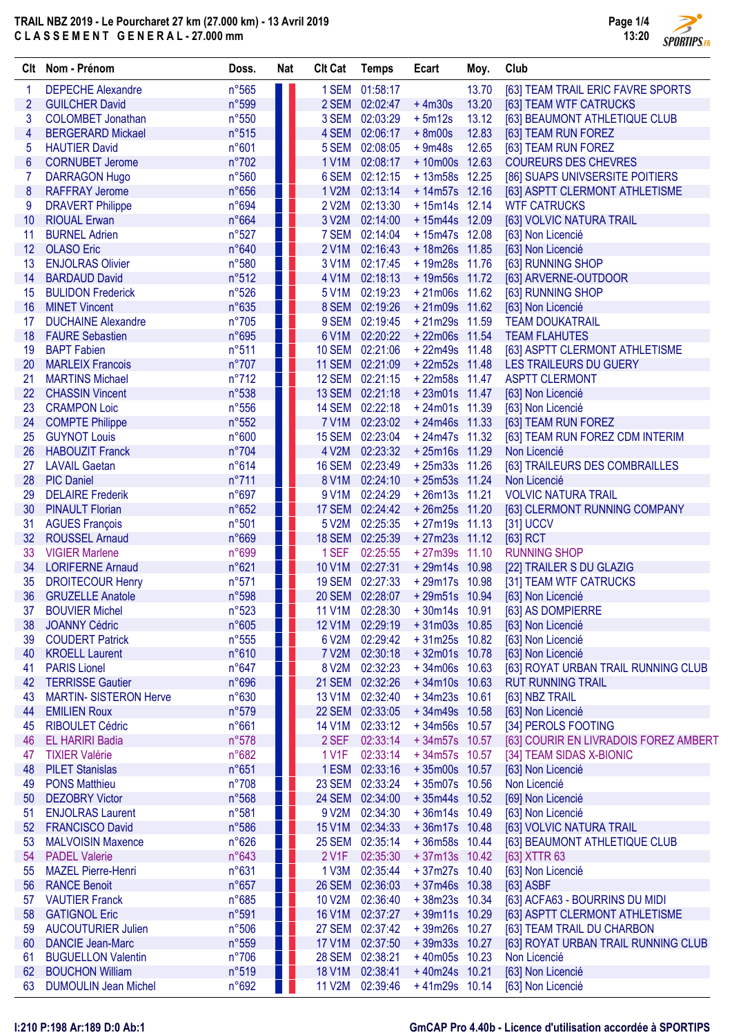**TRAIL NBZ 2019 - Le Pourcharet 27 km (27.000 km) - 13 Avril 2019**
**C L A S S E M E N T G E N E R A L - 27.000 mm**

| Clt | Nom - Prénom | Doss. | Nat | Clt Cat | Temps | Ecart | Moy. | Club |
|---|---|---|---|---|---|---|---|---|
| 1 | DEPECHE Alexandre | n°565 | | 1 SEM | 01:58:17 | | 13.70 | [63] TEAM TRAIL ERIC FAVRE SPORTS |
| 2 | GUILCHER David | n°599 | | 2 SEM | 02:02:47 | + 4m30s | 13.20 | [63] TEAM WTF CATRUCKS |
| 3 | COLOMBET Jonathan | n°550 | | 3 SEM | 02:03:29 | + 5m12s | 13.12 | [63] BEAUMONT ATHLETIQUE CLUB |
| 4 | BERGERARD Mickael | n°515 | | 4 SEM | 02:06:17 | + 8m00s | 12.83 | [63] TEAM RUN FOREZ |
| 5 | HAUTIER David | n°601 | | 5 SEM | 02:08:05 | + 9m48s | 12.65 | [63] TEAM RUN FOREZ |
| 6 | CORNUBET Jerome | n°702 | | 1 V1M | 02:08:17 | + 10m00s | 12.63 | COUREURS DES CHEVRES |
| 7 | DARRAGON Hugo | n°560 | | 6 SEM | 02:12:15 | + 13m58s | 12.25 | [86] SUAPS UNIVSERSITE POITIERS |
| 8 | RAFFRAY Jerome | n°656 | | 1 V2M | 02:13:14 | + 14m57s | 12.16 | [63] ASPTT CLERMONT ATHLETISME |
| 9 | DRAVERT Philippe | n°694 | | 2 V2M | 02:13:30 | + 15m14s | 12.14 | WTF CATRUCKS |
| 10 | RIOUAL Erwan | n°664 | | 3 V2M | 02:14:00 | + 15m44s | 12.09 | [63] VOLVIC NATURA TRAIL |
| 11 | BURNEL Adrien | n°527 | | 7 SEM | 02:14:04 | + 15m47s | 12.08 | [63] Non Licencié |
| 12 | OLASO Eric | n°640 | | 2 V1M | 02:16:43 | + 18m26s | 11.85 | [63] Non Licencié |
| 13 | ENJOLRAS Olivier | n°580 | | 3 V1M | 02:17:45 | + 19m28s | 11.76 | [63] RUNNING SHOP |
| 14 | BARDAUD David | n°512 | | 4 V1M | 02:18:13 | + 19m56s | 11.72 | [63] ARVERNE-OUTDOOR |
| 15 | BULIDON Frederick | n°526 | | 5 V1M | 02:19:23 | + 21m06s | 11.62 | [63] RUNNING SHOP |
| 16 | MINET Vincent | n°635 | | 8 SEM | 02:19:26 | + 21m09s | 11.62 | [63] Non Licencié |
| 17 | DUCHAINE Alexandre | n°705 | | 9 SEM | 02:19:45 | + 21m29s | 11.59 | TEAM DOUKATRAIL |
| 18 | FAURE Sebastien | n°695 | | 6 V1M | 02:20:22 | + 22m06s | 11.54 | TEAM FLAHUTES |
| 19 | BAPT Fabien | n°511 | | 10 SEM | 02:21:06 | + 22m49s | 11.48 | [63] ASPTT CLERMONT ATHLETISME |
| 20 | MARLEIX Francois | n°707 | | 11 SEM | 02:21:09 | + 22m52s | 11.48 | LES TRAILEURS DU GUERY |
| 21 | MARTINS Michael | n°712 | | 12 SEM | 02:21:15 | + 22m58s | 11.47 | ASPTT CLERMONT |
| 22 | CHASSIN Vincent | n°538 | | 13 SEM | 02:21:18 | + 23m01s | 11.47 | [63] Non Licencié |
| 23 | CRAMPON Loic | n°556 | | 14 SEM | 02:22:18 | + 24m01s | 11.39 | [63] Non Licencié |
| 24 | COMPTE Philippe | n°552 | | 7 V1M | 02:23:02 | + 24m46s | 11.33 | [63] TEAM RUN FOREZ |
| 25 | GUYNOT Louis | n°600 | | 15 SEM | 02:23:04 | + 24m47s | 11.32 | [63] TEAM RUN FOREZ CDM INTERIM |
| 26 | HABOUZIT Franck | n°704 | | 4 V2M | 02:23:32 | + 25m16s | 11.29 | Non Licencié |
| 27 | LAVAIL Gaetan | n°614 | | 16 SEM | 02:23:49 | + 25m33s | 11.26 | [63] TRAILEURS DES COMBRAILLES |
| 28 | PIC Daniel | n°711 | | 8 V1M | 02:24:10 | + 25m53s | 11.24 | Non Licencié |
| 29 | DELAIRE Frederik | n°697 | | 9 V1M | 02:24:29 | + 26m13s | 11.21 | VOLVIC NATURA TRAIL |
| 30 | PINAULT Florian | n°652 | | 17 SEM | 02:24:42 | + 26m25s | 11.20 | [63] CLERMONT RUNNING COMPANY |
| 31 | AGUES François | n°501 | | 5 V2M | 02:25:35 | + 27m19s | 11.13 | [31] UCCV |
| 32 | ROUSSEL Arnaud | n°669 | | 18 SEM | 02:25:39 | + 27m23s | 11.12 | [63] RCT |
| 33 | VIGIER Marlene | n°699 | | 1 SEF | 02:25:55 | + 27m39s | 11.10 | RUNNING SHOP |
| 34 | LORIFERNE Arnaud | n°621 | | 10 V1M | 02:27:31 | + 29m14s | 10.98 | [22] TRAILER S DU GLAZIG |
| 35 | DROITECOUR Henry | n°571 | | 19 SEM | 02:27:33 | + 29m17s | 10.98 | [31] TEAM WTF CATRUCKS |
| 36 | GRUZELLE Anatole | n°598 | | 20 SEM | 02:28:07 | + 29m51s | 10.94 | [63] Non Licencié |
| 37 | BOUVIER Michel | n°523 | | 11 V1M | 02:28:30 | + 30m14s | 10.91 | [63] AS DOMPIERRE |
| 38 | JOANNY Cédric | n°605 | | 12 V1M | 02:29:19 | + 31m03s | 10.85 | [63] Non Licencié |
| 39 | COUDERT Patrick | n°555 | | 6 V2M | 02:29:42 | + 31m25s | 10.82 | [63] Non Licencié |
| 40 | KROELL Laurent | n°610 | | 7 V2M | 02:30:18 | + 32m01s | 10.78 | [63] Non Licencié |
| 41 | PARIS Lionel | n°647 | | 8 V2M | 02:32:23 | + 34m06s | 10.63 | [63] ROYAT URBAN TRAIL RUNNING CLUB |
| 42 | TERRISSE Gautier | n°696 | | 21 SEM | 02:32:26 | + 34m10s | 10.63 | RUT RUNNING TRAIL |
| 43 | MARTIN- SISTERON Herve | n°630 | | 13 V1M | 02:32:40 | + 34m23s | 10.61 | [63] NBZ TRAIL |
| 44 | EMILIEN Roux | n°579 | | 22 SEM | 02:33:05 | + 34m49s | 10.58 | [63] Non Licencié |
| 45 | RIBOULET Cédric | n°661 | | 14 V1M | 02:33:12 | + 34m56s | 10.57 | [34] PEROLS FOOTING |
| 46 | EL HARIRI Badia | n°578 | | 2 SEF | 02:33:14 | + 34m57s | 10.57 | [63] COURIR EN LIVRADOIS FOREZ AMBERT |
| 47 | TIXIER Valérie | n°682 | | 1 V1F | 02:33:14 | + 34m57s | 10.57 | [34] TEAM SIDAS X-BIONIC |
| 48 | PILET Stanislas | n°651 | | 1 ESM | 02:33:16 | + 35m00s | 10.57 | [63] Non Licencié |
| 49 | PONS Matthieu | n°708 | | 23 SEM | 02:33:24 | + 35m07s | 10.56 | Non Licencié |
| 50 | DEZOBRY Victor | n°568 | | 24 SEM | 02:34:00 | + 35m44s | 10.52 | [69] Non Licencié |
| 51 | ENJOLRAS Laurent | n°581 | | 9 V2M | 02:34:30 | + 36m14s | 10.49 | [63] Non Licencié |
| 52 | FRANCISCO David | n°586 | | 15 V1M | 02:34:33 | + 36m17s | 10.48 | [63] VOLVIC NATURA TRAIL |
| 53 | MALVOISIN Maxence | n°626 | | 25 SEM | 02:35:14 | + 36m58s | 10.44 | [63] BEAUMONT ATHLETIQUE CLUB |
| 54 | PADEL Valerie | n°643 | | 2 V1F | 02:35:30 | + 37m13s | 10.42 | [63] XTTR 63 |
| 55 | MAZEL Pierre-Henri | n°631 | | 1 V3M | 02:35:44 | + 37m27s | 10.40 | [63] Non Licencié |
| 56 | RANCE Benoit | n°657 | | 26 SEM | 02:36:03 | + 37m46s | 10.38 | [63] ASBF |
| 57 | VAUTIER Franck | n°685 | | 10 V2M | 02:36:40 | + 38m23s | 10.34 | [63] ACFA63 - BOURRINS DU MIDI |
| 58 | GATIGNOL Eric | n°591 | | 16 V1M | 02:37:27 | + 39m11s | 10.29 | [63] ASPTT CLERMONT ATHLETISME |
| 59 | AUCOUTURIER Julien | n°506 | | 27 SEM | 02:37:42 | + 39m26s | 10.27 | [63] TEAM TRAIL DU CHARBON |
| 60 | DANCIE Jean-Marc | n°559 | | 17 V1M | 02:37:50 | + 39m33s | 10.27 | [63] ROYAT URBAN TRAIL RUNNING CLUB |
| 61 | BUGUELLON Valentin | n°706 | | 28 SEM | 02:38:21 | + 40m05s | 10.23 | Non Licencié |
| 62 | BOUCHON William | n°519 | | 18 V1M | 02:38:41 | + 40m24s | 10.21 | [63] Non Licencié |
| 63 | DUMOULIN Jean Michel | n°692 | | 11 V2M | 02:39:46 | + 41m29s | 10.14 | [63] Non Licencié |

I:210 P:198 Ar:189 D:0 Ab:1

GmCAP Pro 4.40b - Licence d'utilisation accordée à SPORTIPS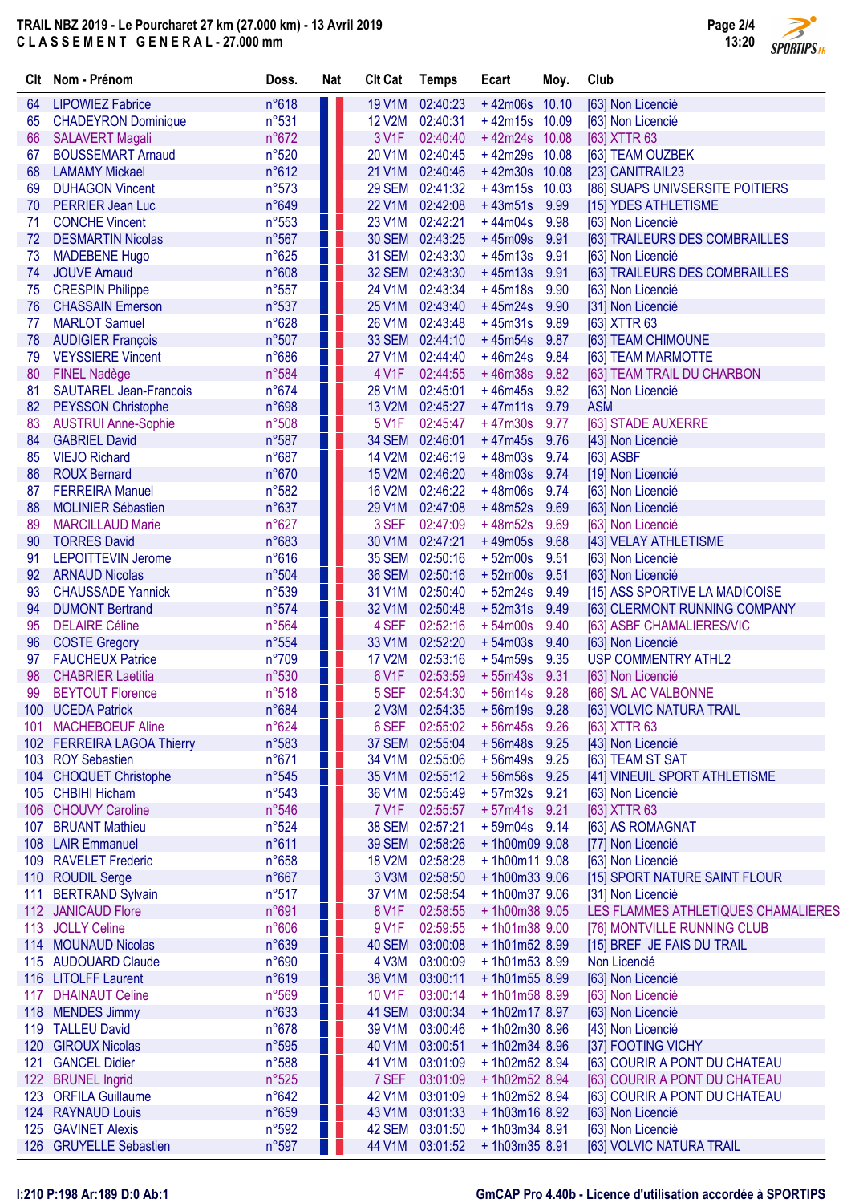**TRAIL NBZ 2019 - Le Pourcharet 27 km (27.000 km) - 13 Avril 2019**
**C L A S S E M E N T   G E N E R A L - 27.000 mm**

| Clt | Nom - Prénom | Doss. | Nat | Clt Cat | Temps | Ecart | Moy. | Club |
|---|---|---|---|---|---|---|---|---|
| 64 | LIPOWIEZ Fabrice | n°618 | | 19 V1M | 02:40:23 | + 42m06s | 10.10 | [63] Non Licencié |
| 65 | CHADEYRON Dominique | n°531 | | 12 V2M | 02:40:31 | + 42m15s | 10.09 | [63] Non Licencié |
| 66 | SALAVERT Magali | n°672 | | 3 V1F | 02:40:40 | + 42m24s | 10.08 | [63] XTTR 63 |
| 67 | BOUSSEMART Arnaud | n°520 | | 20 V1M | 02:40:45 | + 42m29s | 10.08 | [63] TEAM OUZBEK |
| 68 | LAMAMY Mickael | n°612 | | 21 V1M | 02:40:46 | + 42m30s | 10.08 | [23] CANITRAIL23 |
| 69 | DUHAGON Vincent | n°573 | | 29 SEM | 02:41:32 | + 43m15s | 10.03 | [86] SUAPS UNIVSERSITE POITIERS |
| 70 | PERRIER Jean Luc | n°649 | | 22 V1M | 02:42:08 | + 43m51s | 9.99 | [15] YDES ATHLETISME |
| 71 | CONCHE Vincent | n°553 | | 23 V1M | 02:42:21 | + 44m04s | 9.98 | [63] Non Licencié |
| 72 | DESMARTIN Nicolas | n°567 | | 30 SEM | 02:43:25 | + 45m09s | 9.91 | [63] TRAILEURS DES COMBRAILLES |
| 73 | MADEBENE Hugo | n°625 | | 31 SEM | 02:43:30 | + 45m13s | 9.91 | [63] Non Licencié |
| 74 | JOUVE Arnaud | n°608 | | 32 SEM | 02:43:30 | + 45m13s | 9.91 | [63] TRAILEURS DES COMBRAILLES |
| 75 | CRESPIN Philippe | n°557 | | 24 V1M | 02:43:34 | + 45m18s | 9.90 | [63] Non Licencié |
| 76 | CHASSAIN Emerson | n°537 | | 25 V1M | 02:43:40 | + 45m24s | 9.90 | [31] Non Licencié |
| 77 | MARLOT Samuel | n°628 | | 26 V1M | 02:43:48 | + 45m31s | 9.89 | [63] XTTR 63 |
| 78 | AUDIGIER François | n°507 | | 33 SEM | 02:44:10 | + 45m54s | 9.87 | [63] TEAM CHIMOUNE |
| 79 | VEYSSIERE Vincent | n°686 | | 27 V1M | 02:44:40 | + 46m24s | 9.84 | [63] TEAM MARMOTTE |
| 80 | FINEL Nadège | n°584 | | 4 V1F | 02:44:55 | + 46m38s | 9.82 | [63] TEAM TRAIL DU CHARBON |
| 81 | SAUTAREL Jean-Francois | n°674 | | 28 V1M | 02:45:01 | + 46m45s | 9.82 | [63] Non Licencié |
| 82 | PEYSSON Christophe | n°698 | | 13 V2M | 02:45:27 | + 47m11s | 9.79 | ASM |
| 83 | AUSTRUI Anne-Sophie | n°508 | | 5 V1F | 02:45:47 | + 47m30s | 9.77 | [63] STADE AUXERRE |
| 84 | GABRIEL David | n°587 | | 34 SEM | 02:46:01 | + 47m45s | 9.76 | [43] Non Licencié |
| 85 | VIEJO Richard | n°687 | | 14 V2M | 02:46:19 | + 48m03s | 9.74 | [63] ASBF |
| 86 | ROUX Bernard | n°670 | | 15 V2M | 02:46:20 | + 48m03s | 9.74 | [19] Non Licencié |
| 87 | FERREIRA Manuel | n°582 | | 16 V2M | 02:46:22 | + 48m06s | 9.74 | [63] Non Licencié |
| 88 | MOLINIER Sébastien | n°637 | | 29 V1M | 02:47:08 | + 48m52s | 9.69 | [63] Non Licencié |
| 89 | MARCILLAUD Marie | n°627 | | 3 SEF | 02:47:09 | + 48m52s | 9.69 | [63] Non Licencié |
| 90 | TORRES David | n°683 | | 30 V1M | 02:47:21 | + 49m05s | 9.68 | [43] VELAY ATHLETISME |
| 91 | LEPOITTEVIN Jerome | n°616 | | 35 SEM | 02:50:16 | + 52m00s | 9.51 | [63] Non Licencié |
| 92 | ARNAUD Nicolas | n°504 | | 36 SEM | 02:50:16 | + 52m00s | 9.51 | [63] Non Licencié |
| 93 | CHAUSSADE Yannick | n°539 | | 31 V1M | 02:50:40 | + 52m24s | 9.49 | [15] ASS SPORTIVE LA MADICOISE |
| 94 | DUMONT Bertrand | n°574 | | 32 V1M | 02:50:48 | + 52m31s | 9.49 | [63] CLERMONT RUNNING COMPANY |
| 95 | DELAIRE Céline | n°564 | | 4 SEF | 02:52:16 | + 54m00s | 9.40 | [63] ASBF CHAMALIERES/VIC |
| 96 | COSTE Gregory | n°554 | | 33 V1M | 02:52:20 | + 54m03s | 9.40 | [63] Non Licencié |
| 97 | FAUCHEUX Patrice | n°709 | | 17 V2M | 02:53:16 | + 54m59s | 9.35 | USP COMMENTRY ATHL2 |
| 98 | CHABRIER Laetitia | n°530 | | 6 V1F | 02:53:59 | + 55m43s | 9.31 | [63] Non Licencié |
| 99 | BEYTOUT Florence | n°518 | | 5 SEF | 02:54:30 | + 56m14s | 9.28 | [66] S/L AC VALBONNE |
| 100 | UCEDA Patrick | n°684 | | 2 V3M | 02:54:35 | + 56m19s | 9.28 | [63] VOLVIC NATURA TRAIL |
| 101 | MACHEBOEUF Aline | n°624 | | 6 SEF | 02:55:02 | + 56m45s | 9.26 | [63] XTTR 63 |
| 102 | FERREIRA LAGOA Thierry | n°583 | | 37 SEM | 02:55:04 | + 56m48s | 9.25 | [43] Non Licencié |
| 103 | ROY Sebastien | n°671 | | 34 V1M | 02:55:06 | + 56m49s | 9.25 | [63] TEAM ST SAT |
| 104 | CHOQUET Christophe | n°545 | | 35 V1M | 02:55:12 | + 56m56s | 9.25 | [41] VINEUIL SPORT ATHLETISME |
| 105 | CHBIHI Hicham | n°543 | | 36 V1M | 02:55:49 | + 57m32s | 9.21 | [63] Non Licencié |
| 106 | CHOUVY Caroline | n°546 | | 7 V1F | 02:55:57 | + 57m41s | 9.21 | [63] XTTR 63 |
| 107 | BRUANT Mathieu | n°524 | | 38 SEM | 02:57:21 | + 59m04s | 9.14 | [63] AS ROMAGNAT |
| 108 | LAIR Emmanuel | n°611 | | 39 SEM | 02:58:26 | + 1h00m09 | 9.08 | [77] Non Licencié |
| 109 | RAVELET Frederic | n°658 | | 18 V2M | 02:58:28 | + 1h00m11 | 9.08 | [63] Non Licencié |
| 110 | ROUDIL Serge | n°667 | | 3 V3M | 02:58:50 | + 1h00m33 | 9.06 | [15] SPORT NATURE SAINT FLOUR |
| 111 | BERTRAND Sylvain | n°517 | | 37 V1M | 02:58:54 | + 1h00m37 | 9.06 | [31] Non Licencié |
| 112 | JANICAUD Flore | n°691 | | 8 V1F | 02:58:55 | + 1h00m38 | 9.05 | LES FLAMMES ATHLETIQUES CHAMALIERES |
| 113 | JOLLY Celine | n°606 | | 9 V1F | 02:59:55 | + 1h01m38 | 9.00 | [76] MONTVILLE RUNNING CLUB |
| 114 | MOUNAUD Nicolas | n°639 | | 40 SEM | 03:00:08 | + 1h01m52 | 8.99 | [15] BREF  JE FAIS DU TRAIL |
| 115 | AUDOUARD Claude | n°690 | | 4 V3M | 03:00:09 | + 1h01m53 | 8.99 | Non Licencié |
| 116 | LITOLFF Laurent | n°619 | | 38 V1M | 03:00:11 | + 1h01m55 | 8.99 | [63] Non Licencié |
| 117 | DHAINAUT Celine | n°569 | | 10 V1F | 03:00:14 | + 1h01m58 | 8.99 | [63] Non Licencié |
| 118 | MENDES Jimmy | n°633 | | 41 SEM | 03:00:34 | + 1h02m17 | 8.97 | [63] Non Licencié |
| 119 | TALLEU David | n°678 | | 39 V1M | 03:00:46 | + 1h02m30 | 8.96 | [43] Non Licencié |
| 120 | GIROUX Nicolas | n°595 | | 40 V1M | 03:00:51 | + 1h02m34 | 8.96 | [37] FOOTING VICHY |
| 121 | GANCEL Didier | n°588 | | 41 V1M | 03:01:09 | + 1h02m52 | 8.94 | [63] COURIR A PONT DU CHATEAU |
| 122 | BRUNEL Ingrid | n°525 | | 7 SEF | 03:01:09 | + 1h02m52 | 8.94 | [63] COURIR A PONT DU CHATEAU |
| 123 | ORFILA Guillaume | n°642 | | 42 V1M | 03:01:09 | + 1h02m52 | 8.94 | [63] COURIR A PONT DU CHATEAU |
| 124 | RAYNAUD Louis | n°659 | | 43 V1M | 03:01:33 | + 1h03m16 | 8.92 | [63] Non Licencié |
| 125 | GAVINET Alexis | n°592 | | 42 SEM | 03:01:50 | + 1h03m34 | 8.91 | [63] Non Licencié |
| 126 | GRUYELLE Sebastien | n°597 | | 44 V1M | 03:01:52 | + 1h03m35 | 8.91 | [63] VOLVIC NATURA TRAIL |

I:210 P:198 Ar:189 D:0 Ab:1

GmCAP Pro 4.40b - Licence d'utilisation accordée à SPORTIPS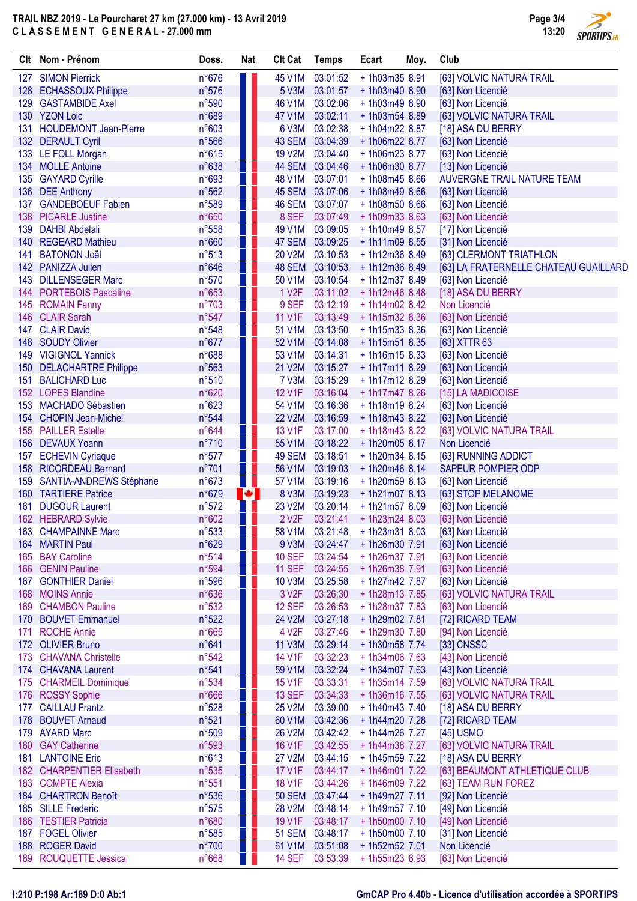**TRAIL NBZ 2019 - Le Pourcharet 27 km (27.000 km) - 13 Avril 2019**

**CLASSEMENT GENERAL - 27.000 mm**

| Clt | Nom - Prénom | Doss. | Nat | Clt Cat | Temps | Ecart | Moy. | Club |
|---|---|---|---|---|---|---|---|---|
| 127 | SIMON Pierrick | n°676 | | 45 V1M | 03:01:52 | + 1h03m35 | 8.91 | [63] VOLVIC NATURA TRAIL |
| 128 | ECHASSOUX Philippe | n°576 | | 5 V3M | 03:01:57 | + 1h03m40 | 8.90 | [63] Non Licencié |
| 129 | GASTAMBIDE Axel | n°590 | | 46 V1M | 03:02:06 | + 1h03m49 | 8.90 | [63] Non Licencié |
| 130 | YZON Loic | n°689 | | 47 V1M | 03:02:11 | + 1h03m54 | 8.89 | [63] VOLVIC NATURA TRAIL |
| 131 | HOUDEMONT Jean-Pierre | n°603 | | 6 V3M | 03:02:38 | + 1h04m22 | 8.87 | [18] ASA DU BERRY |
| 132 | DERAULT Cyril | n°566 | | 43 SEM | 03:04:39 | + 1h06m22 | 8.77 | [63] Non Licencié |
| 133 | LE FOLL Morgan | n°615 | | 19 V2M | 03:04:40 | + 1h06m23 | 8.77 | [63] Non Licencié |
| 134 | MOLLE Antoine | n°638 | | 44 SEM | 03:04:46 | + 1h06m30 | 8.77 | [13] Non Licencié |
| 135 | GAYARD Cyrille | n°693 | | 48 V1M | 03:07:01 | + 1h08m45 | 8.66 | AUVERGNE TRAIL NATURE TEAM |
| 136 | DEE Anthony | n°562 | | 45 SEM | 03:07:06 | + 1h08m49 | 8.66 | [63] Non Licencié |
| 137 | GANDEBOEUF Fabien | n°589 | | 46 SEM | 03:07:07 | + 1h08m50 | 8.66 | [63] Non Licencié |
| 138 | PICARLE Justine | n°650 | | 8 SEF | 03:07:49 | + 1h09m33 | 8.63 | [63] Non Licencié |
| 139 | DAHBI Abdelali | n°558 | | 49 V1M | 03:09:05 | + 1h10m49 | 8.57 | [17] Non Licencié |
| 140 | REGEARD Mathieu | n°660 | | 47 SEM | 03:09:25 | + 1h11m09 | 8.55 | [31] Non Licencié |
| 141 | BATONON Joël | n°513 | | 20 V2M | 03:10:53 | + 1h12m36 | 8.49 | [63] CLERMONT TRIATHLON |
| 142 | PANIZZA Julien | n°646 | | 48 SEM | 03:10:53 | + 1h12m36 | 8.49 | [63] LA FRATERNELLE CHATEAU GUAILLARD |
| 143 | DILLENSEGER Marc | n°570 | | 50 V1M | 03:10:54 | + 1h12m37 | 8.49 | [63] Non Licencié |
| 144 | PORTEBOIS Pascaline | n°653 | | 1 V2F | 03:11:02 | + 1h12m46 | 8.48 | [18] ASA DU BERRY |
| 145 | ROMAIN Fanny | n°703 | | 9 SEF | 03:12:19 | + 1h14m02 | 8.42 | Non Licencié |
| 146 | CLAIR Sarah | n°547 | | 11 V1F | 03:13:49 | + 1h15m32 | 8.36 | [63] Non Licencié |
| 147 | CLAIR David | n°548 | | 51 V1M | 03:13:50 | + 1h15m33 | 8.36 | [63] Non Licencié |
| 148 | SOUDY Olivier | n°677 | | 52 V1M | 03:14:08 | + 1h15m51 | 8.35 | [63] XTTR 63 |
| 149 | VIGIGNOL Yannick | n°688 | | 53 V1M | 03:14:31 | + 1h16m15 | 8.33 | [63] Non Licencié |
| 150 | DELACHARTRE Philippe | n°563 | | 21 V2M | 03:15:27 | + 1h17m11 | 8.29 | [63] Non Licencié |
| 151 | BALICHARD Luc | n°510 | | 7 V3M | 03:15:29 | + 1h17m12 | 8.29 | [63] Non Licencié |
| 152 | LOPES Blandine | n°620 | | 12 V1F | 03:16:04 | + 1h17m47 | 8.26 | [15] LA MADICOISE |
| 153 | MACHADO Sébastien | n°623 | | 54 V1M | 03:16:36 | + 1h18m19 | 8.24 | [63] Non Licencié |
| 154 | CHOPIN Jean-Michel | n°544 | | 22 V2M | 03:16:59 | + 1h18m43 | 8.22 | [63] Non Licencié |
| 155 | PAILLER Estelle | n°644 | | 13 V1F | 03:17:00 | + 1h18m43 | 8.22 | [63] VOLVIC NATURA TRAIL |
| 156 | DEVAUX Yoann | n°710 | | 55 V1M | 03:18:22 | + 1h20m05 | 8.17 | Non Licencié |
| 157 | ECHEVIN Cyriaque | n°577 | | 49 SEM | 03:18:51 | + 1h20m34 | 8.15 | [63] RUNNING ADDICT |
| 158 | RICORDEAU Bernard | n°701 | | 56 V1M | 03:19:03 | + 1h20m46 | 8.14 | SAPEUR POMPIER ODP |
| 159 | SANTIA-ANDREWS Stéphane | n°673 | | 57 V1M | 03:19:16 | + 1h20m59 | 8.13 | [63] Non Licencié |
| 160 | TARTIERE Patrice | n°679 | | 8 V3M | 03:19:23 | + 1h21m07 | 8.13 | [63] STOP MELANOME |
| 161 | DUGOUR Laurent | n°572 | | 23 V2M | 03:20:14 | + 1h21m57 | 8.09 | [63] Non Licencié |
| 162 | HEBRARD Sylvie | n°602 | | 2 V2F | 03:21:41 | + 1h23m24 | 8.03 | [63] Non Licencié |
| 163 | CHAMPAINNE Marc | n°533 | | 58 V1M | 03:21:48 | + 1h23m31 | 8.03 | [63] Non Licencié |
| 164 | MARTIN Paul | n°629 | | 9 V3M | 03:24:47 | + 1h26m30 | 7.91 | [63] Non Licencié |
| 165 | BAY Caroline | n°514 | | 10 SEF | 03:24:54 | + 1h26m37 | 7.91 | [63] Non Licencié |
| 166 | GENIN Pauline | n°594 | | 11 SEF | 03:24:55 | + 1h26m38 | 7.91 | [63] Non Licencié |
| 167 | GONTHIER Daniel | n°596 | | 10 V3M | 03:25:58 | + 1h27m42 | 7.87 | [63] Non Licencié |
| 168 | MOINS Annie | n°636 | | 3 V2F | 03:26:30 | + 1h28m13 | 7.85 | [63] VOLVIC NATURA TRAIL |
| 169 | CHAMBON Pauline | n°532 | | 12 SEF | 03:26:53 | + 1h28m37 | 7.83 | [63] Non Licencié |
| 170 | BOUVET Emmanuel | n°522 | | 24 V2M | 03:27:18 | + 1h29m02 | 7.81 | [72] RICARD TEAM |
| 171 | ROCHE Annie | n°665 | | 4 V2F | 03:27:46 | + 1h29m30 | 7.80 | [94] Non Licencié |
| 172 | OLIVIER Bruno | n°641 | | 11 V3M | 03:29:14 | + 1h30m58 | 7.74 | [33] CNSSC |
| 173 | CHAVANA Christelle | n°542 | | 14 V1F | 03:32:23 | + 1h34m06 | 7.63 | [43] Non Licencié |
| 174 | CHAVANA Laurent | n°541 | | 59 V1M | 03:32:24 | + 1h34m07 | 7.63 | [43] Non Licencié |
| 175 | CHARMEIL Dominique | n°534 | | 15 V1F | 03:33:31 | + 1h35m14 | 7.59 | [63] VOLVIC NATURA TRAIL |
| 176 | ROSSY Sophie | n°666 | | 13 SEF | 03:34:33 | + 1h36m16 | 7.55 | [63] VOLVIC NATURA TRAIL |
| 177 | CAILLAU Frantz | n°528 | | 25 V2M | 03:39:00 | + 1h40m43 | 7.40 | [18] ASA DU BERRY |
| 178 | BOUVET Arnaud | n°521 | | 60 V1M | 03:42:36 | + 1h44m20 | 7.28 | [72] RICARD TEAM |
| 179 | AYARD Marc | n°509 | | 26 V2M | 03:42:42 | + 1h44m26 | 7.27 | [45] USMO |
| 180 | GAY Catherine | n°593 | | 16 V1F | 03:42:55 | + 1h44m38 | 7.27 | [63] VOLVIC NATURA TRAIL |
| 181 | LANTOINE Eric | n°613 | | 27 V2M | 03:44:15 | + 1h45m59 | 7.22 | [18] ASA DU BERRY |
| 182 | CHARPENTIER Elisabeth | n°535 | | 17 V1F | 03:44:17 | + 1h46m01 | 7.22 | [63] BEAUMONT ATHLETIQUE CLUB |
| 183 | COMPTE Alexia | n°551 | | 18 V1F | 03:44:26 | + 1h46m09 | 7.22 | [63] TEAM RUN FOREZ |
| 184 | CHARTRON Benoît | n°536 | | 50 SEM | 03:47:44 | + 1h49m27 | 7.11 | [92] Non Licencié |
| 185 | SILLE Frederic | n°575 | | 28 V2M | 03:48:14 | + 1h49m57 | 7.10 | [49] Non Licencié |
| 186 | TESTIER Patricia | n°680 | | 19 V1F | 03:48:17 | + 1h50m00 | 7.10 | [49] Non Licencié |
| 187 | FOGEL Olivier | n°585 | | 51 SEM | 03:48:17 | + 1h50m00 | 7.10 | [31] Non Licencié |
| 188 | ROGER David | n°700 | | 61 V1M | 03:51:08 | + 1h52m52 | 7.01 | Non Licencié |
| 189 | ROUQUETTE Jessica | n°668 | | 14 SEF | 03:53:39 | + 1h55m23 | 6.93 | [63] Non Licencié |

I:210 P:198 Ar:189 D:0 Ab:1

GmCAP Pro 4.40b - Licence d'utilisation accordée à SPORTIPS